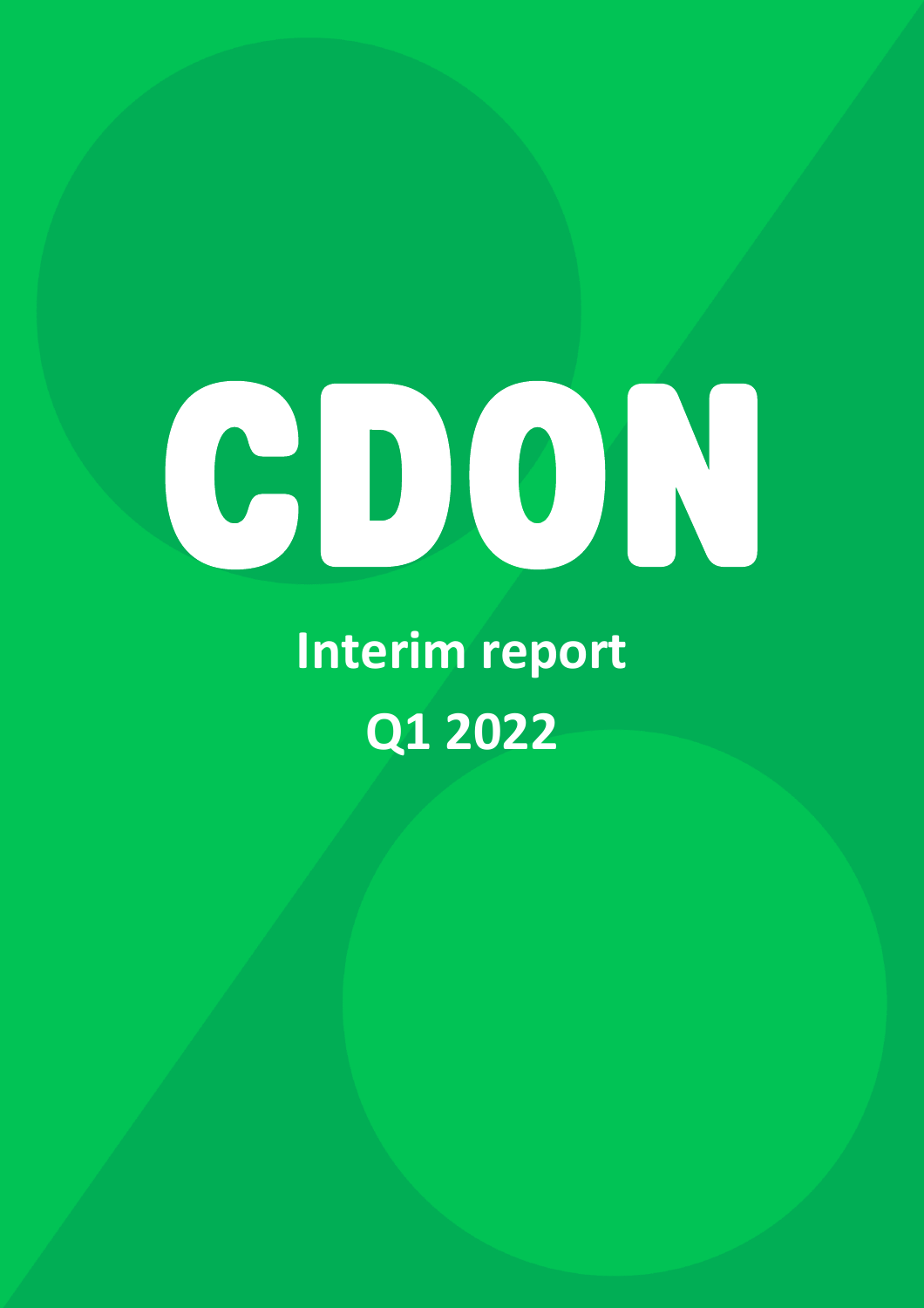# CDON

## Interim report

## Q1 2022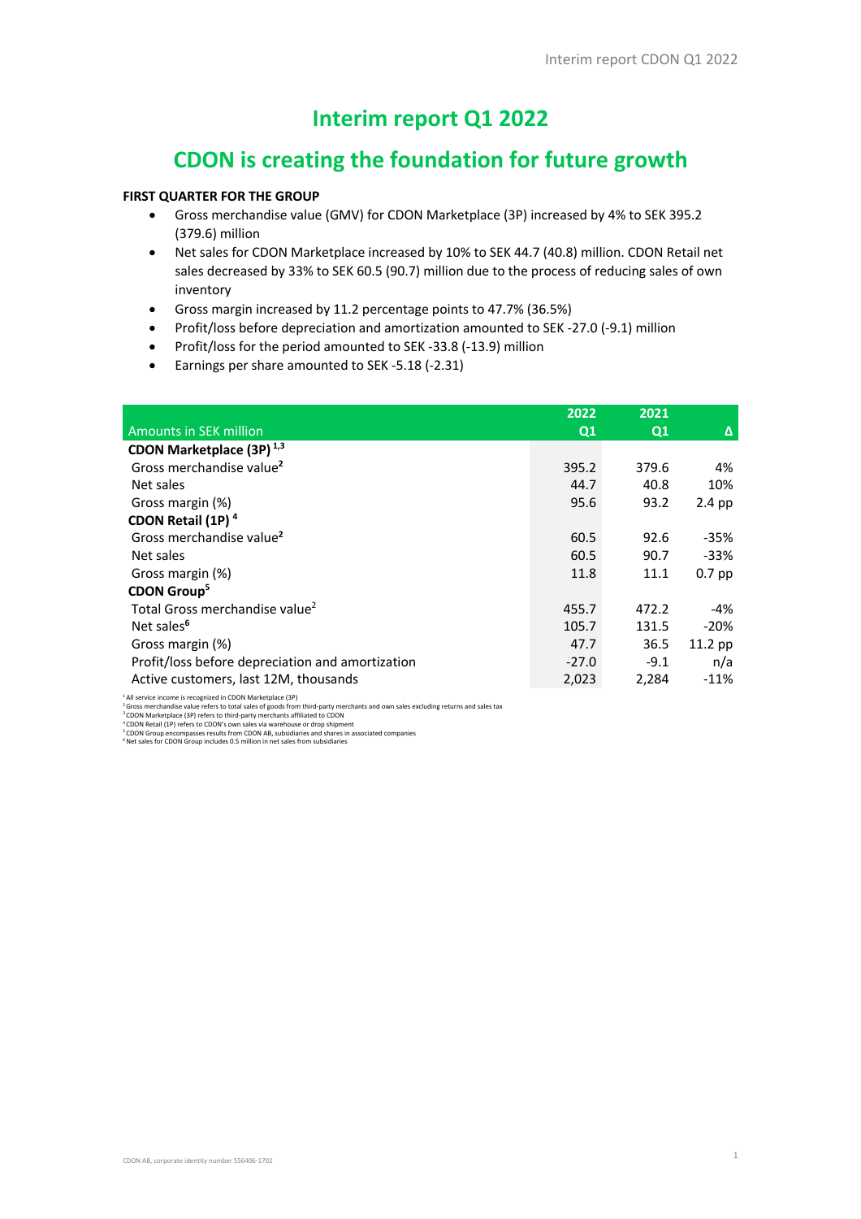# Interim report Q1 2022

## CDON is creating the foundation for future growth

**FIRST QUARTER FOR THE GROUP**

- Gross merchandise value (GMV) for CDON Marketplace (3P) increased by 4% to SEK 395.2 (379.6) million
- Net sales for CDON Marketplace increased by 10% to SEK 44.7 (40.8) million. CDON Retail net sales decreased by 33% to SEK 60.5 (90.7) million due to the process of reducing sales of own inventory
- Gross margin increased by 11.2 percentage points to 47.7% (36.5%)
- Profit/loss before depreciation and amortization amounted to SEK -27.0 (-9.1) million
- Profit/loss for the period amounted to SEK -33.8 (-13.9) million
- Earnings per share amounted to SEK -5.18 (-2.31)

| Amounts in SEK million | 2022 Q1 | 2021 Q1 | Δ |
|---|---|---|---|
| **CDON Marketplace (3P)** [1,3] | | | |
| Gross merchandise value[2] | 395.2 | 379.6 | 4% |
| Net sales | 44.7 | 40.8 | 10% |
| Gross margin (%) | 95.6 | 93.2 | 2.4 pp |
| **CDON Retail (1P)** [4] | | | |
| Gross merchandise value[2] | 60.5 | 92.6 | -35% |
| Net sales | 60.5 | 90.7 | -33% |
| Gross margin (%) | 11.8 | 11.1 | 0.7 pp |
| **CDON Group**[5] | | | |
| Total Gross merchandise value[2] | 455.7 | 472.2 | -4% |
| Net sales[6] | 105.7 | 131.5 | -20% |
| Gross margin (%) | 47.7 | 36.5 | 11.2 pp |
| Profit/loss before depreciation and amortization | -27.0 | -9.1 | n/a |
| Active customers, last 12M, thousands | 2,023 | 2,284 | -11% |

[1] All service income is recognized in CDON Marketplace (3P)
[2] Gross merchandise value refers to total sales of goods from third-party merchants and own sales excluding returns and sales tax
[3] CDON Marketplace (3P) refers to third-party merchants affiliated to CDON
[4] CDON Retail (1P) refers to CDON's own sales via warehouse or drop shipment
[5] CDON Group encompasses results from CDON AB, subsidiaries and shares in associated companies
[6] Net sales for CDON Group includes 0.5 million in net sales from subsidiaries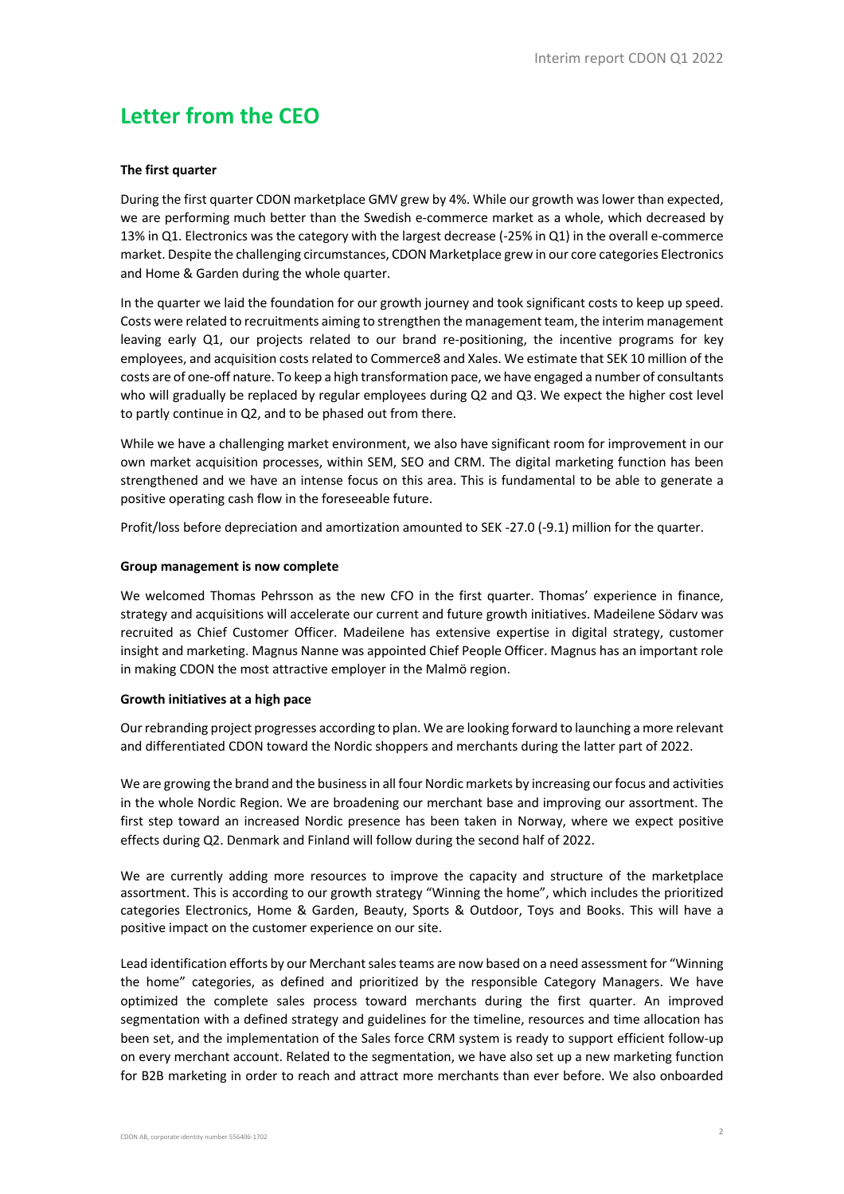# Letter from the CEO

**The first quarter**

During the first quarter CDON marketplace GMV grew by 4%. While our growth was lower than expected, we are performing much better than the Swedish e-commerce market as a whole, which decreased by 13% in Q1. Electronics was the category with the largest decrease (-25% in Q1) in the overall e-commerce market. Despite the challenging circumstances, CDON Marketplace grew in our core categories Electronics and Home & Garden during the whole quarter.

In the quarter we laid the foundation for our growth journey and took significant costs to keep up speed. Costs were related to recruitments aiming to strengthen the management team, the interim management leaving early Q1, our projects related to our brand re-positioning, the incentive programs for key employees, and acquisition costs related to Commerce8 and Xales. We estimate that SEK 10 million of the costs are of one-off nature. To keep a high transformation pace, we have engaged a number of consultants who will gradually be replaced by regular employees during Q2 and Q3. We expect the higher cost level to partly continue in Q2, and to be phased out from there.

While we have a challenging market environment, we also have significant room for improvement in our own market acquisition processes, within SEM, SEO and CRM. The digital marketing function has been strengthened and we have an intense focus on this area. This is fundamental to be able to generate a positive operating cash flow in the foreseeable future.

Profit/loss before depreciation and amortization amounted to SEK -27.0 (-9.1) million for the quarter.

**Group management is now complete**

We welcomed Thomas Pehrsson as the new CFO in the first quarter. Thomas' experience in finance, strategy and acquisitions will accelerate our current and future growth initiatives. Madeilene Södarv was recruited as Chief Customer Officer. Madeilene has extensive expertise in digital strategy, customer insight and marketing. Magnus Nanne was appointed Chief People Officer. Magnus has an important role in making CDON the most attractive employer in the Malmö region.

**Growth initiatives at a high pace**

Our rebranding project progresses according to plan. We are looking forward to launching a more relevant and differentiated CDON toward the Nordic shoppers and merchants during the latter part of 2022.

We are growing the brand and the business in all four Nordic markets by increasing our focus and activities in the whole Nordic Region. We are broadening our merchant base and improving our assortment. The first step toward an increased Nordic presence has been taken in Norway, where we expect positive effects during Q2. Denmark and Finland will follow during the second half of 2022.

We are currently adding more resources to improve the capacity and structure of the marketplace assortment. This is according to our growth strategy "Winning the home", which includes the prioritized categories Electronics, Home & Garden, Beauty, Sports & Outdoor, Toys and Books. This will have a positive impact on the customer experience on our site.

Lead identification efforts by our Merchant sales teams are now based on a need assessment for "Winning the home" categories, as defined and prioritized by the responsible Category Managers. We have optimized the complete sales process toward merchants during the first quarter. An improved segmentation with a defined strategy and guidelines for the timeline, resources and time allocation has been set, and the implementation of the Sales force CRM system is ready to support efficient follow-up on every merchant account. Related to the segmentation, we have also set up a new marketing function for B2B marketing in order to reach and attract more merchants than ever before. We also onboarded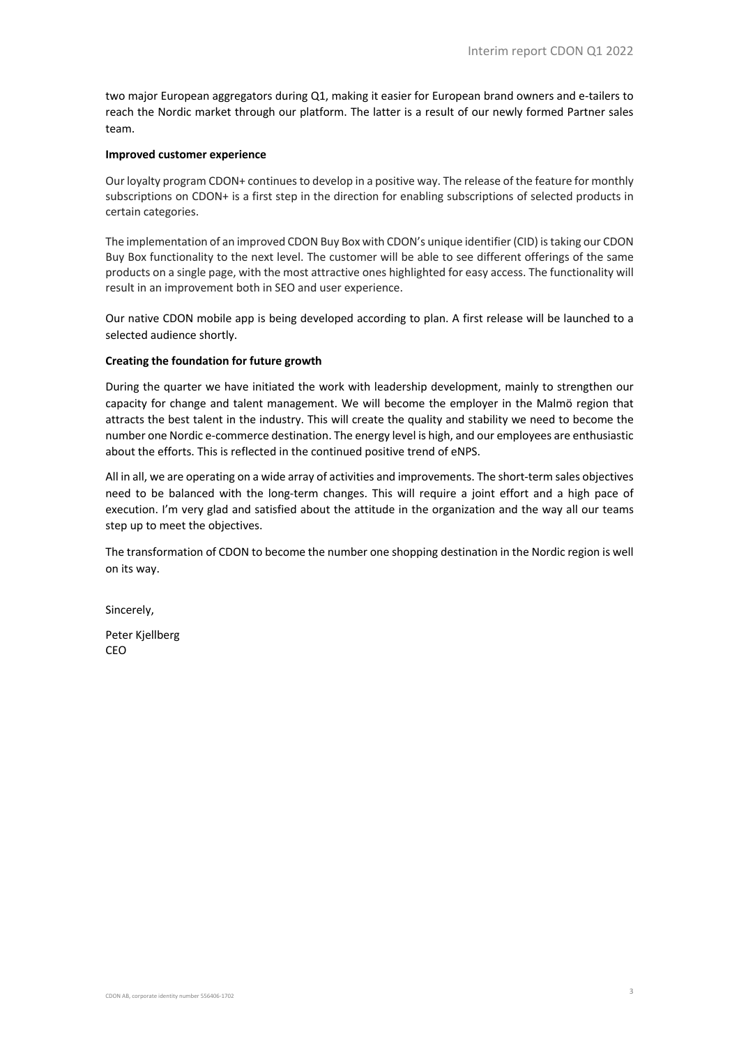two major European aggregators during Q1, making it easier for European brand owners and e-tailers to reach the Nordic market through our platform. The latter is a result of our newly formed Partner sales team.

**Improved customer experience**

Our loyalty program CDON+ continues to develop in a positive way. The release of the feature for monthly subscriptions on CDON+ is a first step in the direction for enabling subscriptions of selected products in certain categories.

The implementation of an improved CDON Buy Box with CDON's unique identifier (CID) is taking our CDON Buy Box functionality to the next level. The customer will be able to see different offerings of the same products on a single page, with the most attractive ones highlighted for easy access. The functionality will result in an improvement both in SEO and user experience.

Our native CDON mobile app is being developed according to plan. A first release will be launched to a selected audience shortly.

**Creating the foundation for future growth**

During the quarter we have initiated the work with leadership development, mainly to strengthen our capacity for change and talent management. We will become the employer in the Malmö region that attracts the best talent in the industry. This will create the quality and stability we need to become the number one Nordic e-commerce destination. The energy level is high, and our employees are enthusiastic about the efforts. This is reflected in the continued positive trend of eNPS.

All in all, we are operating on a wide array of activities and improvements. The short-term sales objectives need to be balanced with the long-term changes. This will require a joint effort and a high pace of execution. I'm very glad and satisfied about the attitude in the organization and the way all our teams step up to meet the objectives.

The transformation of CDON to become the number one shopping destination in the Nordic region is well on its way.

Sincerely,

Peter Kjellberg
CEO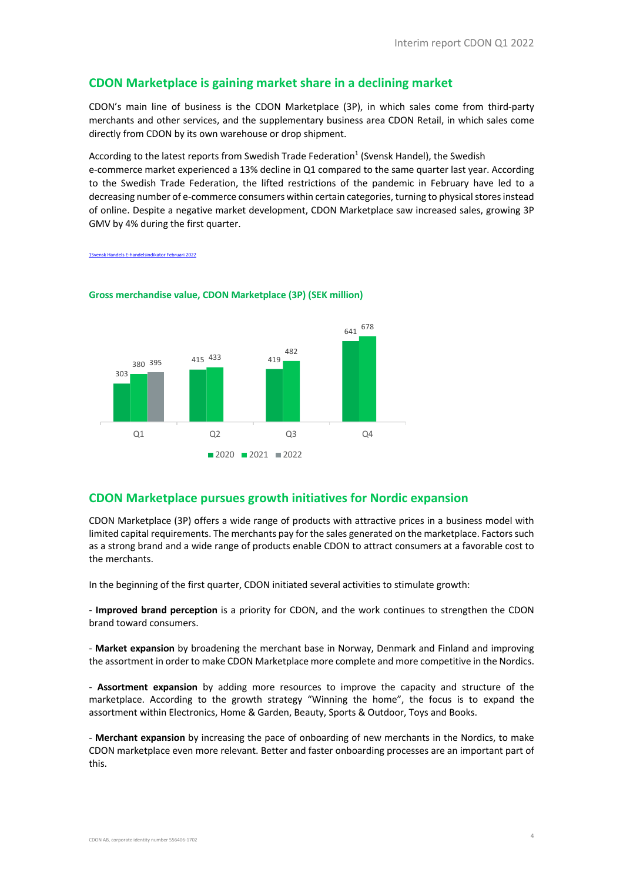## CDON Marketplace is gaining market share in a declining market

CDON's main line of business is the CDON Marketplace (3P), in which sales come from third-party merchants and other services, and the supplementary business area CDON Retail, in which sales come directly from CDON by its own warehouse or drop shipment.

According to the latest reports from Swedish Trade Federation[1] (Svensk Handel), the Swedish e-commerce market experienced a 13% decline in Q1 compared to the same quarter last year. According to the Swedish Trade Federation, the lifted restrictions of the pandemic in February have led to a decreasing number of e-commerce consumers within certain categories, turning to physical stores instead of online. Despite a negative market development, CDON Marketplace saw increased sales, growing 3P GMV by 4% during the first quarter.

[1]Svensk Handels E-handelsindikator Februari 2022

**Gross merchandise value, CDON Marketplace (3P) (SEK million)**

| | 2020 | 2021 | 2022 |
|---|---|---|---|
| Q1 | 303 | 380 | 395 |
| Q2 | 415 | 433 | |
| Q3 | 419 | 482 | |
| Q4 | 641 | 678 | |

## CDON Marketplace pursues growth initiatives for Nordic expansion

CDON Marketplace (3P) offers a wide range of products with attractive prices in a business model with limited capital requirements. The merchants pay for the sales generated on the marketplace. Factors such as a strong brand and a wide range of products enable CDON to attract consumers at a favorable cost to the merchants.

In the beginning of the first quarter, CDON initiated several activities to stimulate growth:

- **Improved brand perception** is a priority for CDON, and the work continues to strengthen the CDON brand toward consumers.

- **Market expansion** by broadening the merchant base in Norway, Denmark and Finland and improving the assortment in order to make CDON Marketplace more complete and more competitive in the Nordics.

- **Assortment expansion** by adding more resources to improve the capacity and structure of the marketplace. According to the growth strategy "Winning the home", the focus is to expand the assortment within Electronics, Home & Garden, Beauty, Sports & Outdoor, Toys and Books.

- **Merchant expansion** by increasing the pace of onboarding of new merchants in the Nordics, to make CDON marketplace even more relevant. Better and faster onboarding processes are an important part of this.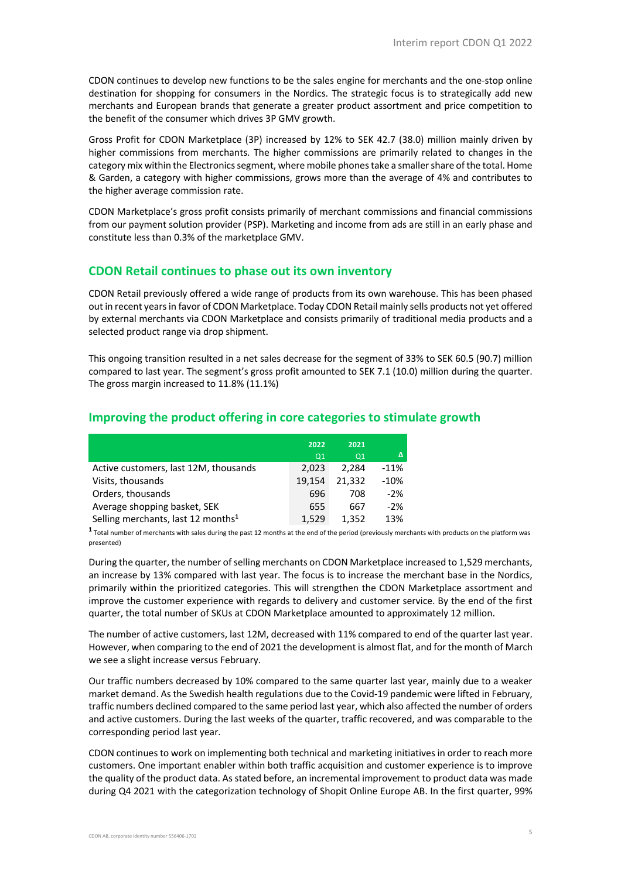CDON continues to develop new functions to be the sales engine for merchants and the one-stop online destination for shopping for consumers in the Nordics. The strategic focus is to strategically add new merchants and European brands that generate a greater product assortment and price competition to the benefit of the consumer which drives 3P GMV growth.

Gross Profit for CDON Marketplace (3P) increased by 12% to SEK 42.7 (38.0) million mainly driven by higher commissions from merchants. The higher commissions are primarily related to changes in the category mix within the Electronics segment, where mobile phones take a smaller share of the total. Home & Garden, a category with higher commissions, grows more than the average of 4% and contributes to the higher average commission rate.

CDON Marketplace's gross profit consists primarily of merchant commissions and financial commissions from our payment solution provider (PSP). Marketing and income from ads are still in an early phase and constitute less than 0.3% of the marketplace GMV.

## CDON Retail continues to phase out its own inventory

CDON Retail previously offered a wide range of products from its own warehouse. This has been phased out in recent years in favor of CDON Marketplace. Today CDON Retail mainly sells products not yet offered by external merchants via CDON Marketplace and consists primarily of traditional media products and a selected product range via drop shipment.

This ongoing transition resulted in a net sales decrease for the segment of 33% to SEK 60.5 (90.7) million compared to last year. The segment's gross profit amounted to SEK 7.1 (10.0) million during the quarter. The gross margin increased to 11.8% (11.1%)

## Improving the product offering in core categories to stimulate growth

| | 2022 Q1 | 2021 Q1 | Δ |
|---|---|---|---|
| Active customers, last 12M, thousands | 2,023 | 2,284 | -11% |
| Visits, thousands | 19,154 | 21,332 | -10% |
| Orders, thousands | 696 | 708 | -2% |
| Average shopping basket, SEK | 655 | 667 | -2% |
| Selling merchants, last 12 months[1] | 1,529 | 1,352 | 13% |

[1] Total number of merchants with sales during the past 12 months at the end of the period (previously merchants with products on the platform was presented)

During the quarter, the number of selling merchants on CDON Marketplace increased to 1,529 merchants, an increase by 13% compared with last year. The focus is to increase the merchant base in the Nordics, primarily within the prioritized categories. This will strengthen the CDON Marketplace assortment and improve the customer experience with regards to delivery and customer service. By the end of the first quarter, the total number of SKUs at CDON Marketplace amounted to approximately 12 million.

The number of active customers, last 12M, decreased with 11% compared to end of the quarter last year. However, when comparing to the end of 2021 the development is almost flat, and for the month of March we see a slight increase versus February.

Our traffic numbers decreased by 10% compared to the same quarter last year, mainly due to a weaker market demand. As the Swedish health regulations due to the Covid-19 pandemic were lifted in February, traffic numbers declined compared to the same period last year, which also affected the number of orders and active customers. During the last weeks of the quarter, traffic recovered, and was comparable to the corresponding period last year.

CDON continues to work on implementing both technical and marketing initiatives in order to reach more customers. One important enabler within both traffic acquisition and customer experience is to improve the quality of the product data. As stated before, an incremental improvement to product data was made during Q4 2021 with the categorization technology of Shopit Online Europe AB. In the first quarter, 99%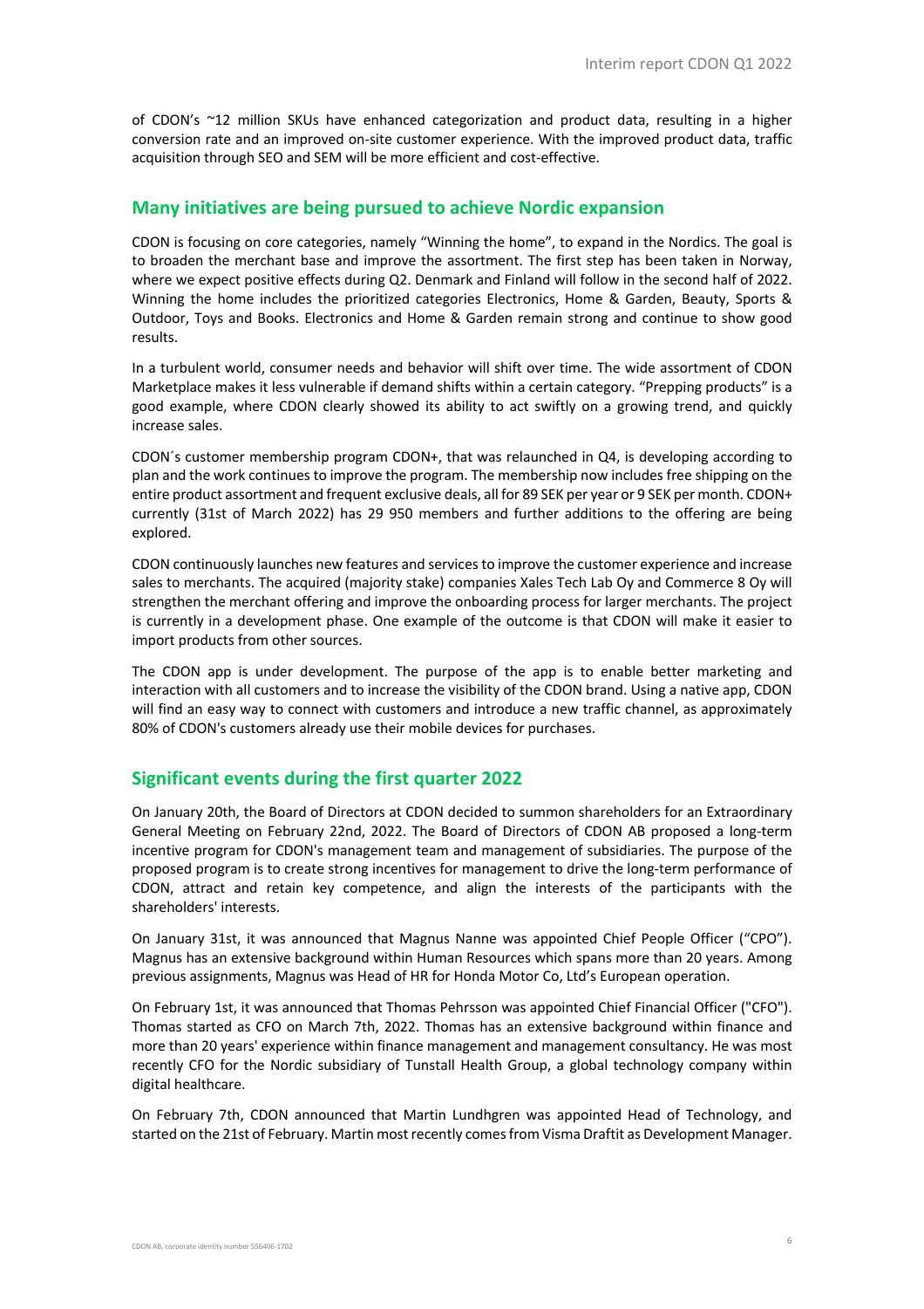of CDON's ~12 million SKUs have enhanced categorization and product data, resulting in a higher conversion rate and an improved on-site customer experience. With the improved product data, traffic acquisition through SEO and SEM will be more efficient and cost-effective.

## Many initiatives are being pursued to achieve Nordic expansion

CDON is focusing on core categories, namely "Winning the home", to expand in the Nordics. The goal is to broaden the merchant base and improve the assortment. The first step has been taken in Norway, where we expect positive effects during Q2. Denmark and Finland will follow in the second half of 2022. Winning the home includes the prioritized categories Electronics, Home & Garden, Beauty, Sports & Outdoor, Toys and Books. Electronics and Home & Garden remain strong and continue to show good results.

In a turbulent world, consumer needs and behavior will shift over time. The wide assortment of CDON Marketplace makes it less vulnerable if demand shifts within a certain category. "Prepping products" is a good example, where CDON clearly showed its ability to act swiftly on a growing trend, and quickly increase sales.

CDON´s customer membership program CDON+, that was relaunched in Q4, is developing according to plan and the work continues to improve the program. The membership now includes free shipping on the entire product assortment and frequent exclusive deals, all for 89 SEK per year or 9 SEK per month. CDON+ currently (31st of March 2022) has 29 950 members and further additions to the offering are being explored.

CDON continuously launches new features and services to improve the customer experience and increase sales to merchants. The acquired (majority stake) companies Xales Tech Lab Oy and Commerce 8 Oy will strengthen the merchant offering and improve the onboarding process for larger merchants. The project is currently in a development phase. One example of the outcome is that CDON will make it easier to import products from other sources.

The CDON app is under development. The purpose of the app is to enable better marketing and interaction with all customers and to increase the visibility of the CDON brand. Using a native app, CDON will find an easy way to connect with customers and introduce a new traffic channel, as approximately 80% of CDON's customers already use their mobile devices for purchases.

## Significant events during the first quarter 2022

On January 20th, the Board of Directors at CDON decided to summon shareholders for an Extraordinary General Meeting on February 22nd, 2022. The Board of Directors of CDON AB proposed a long-term incentive program for CDON's management team and management of subsidiaries. The purpose of the proposed program is to create strong incentives for management to drive the long-term performance of CDON, attract and retain key competence, and align the interests of the participants with the shareholders' interests.

On January 31st, it was announced that Magnus Nanne was appointed Chief People Officer ("CPO"). Magnus has an extensive background within Human Resources which spans more than 20 years. Among previous assignments, Magnus was Head of HR for Honda Motor Co, Ltd's European operation.

On February 1st, it was announced that Thomas Pehrsson was appointed Chief Financial Officer ("CFO"). Thomas started as CFO on March 7th, 2022. Thomas has an extensive background within finance and more than 20 years' experience within finance management and management consultancy. He was most recently CFO for the Nordic subsidiary of Tunstall Health Group, a global technology company within digital healthcare.

On February 7th, CDON announced that Martin Lundhgren was appointed Head of Technology, and started on the 21st of February. Martin most recently comes from Visma Draftit as Development Manager.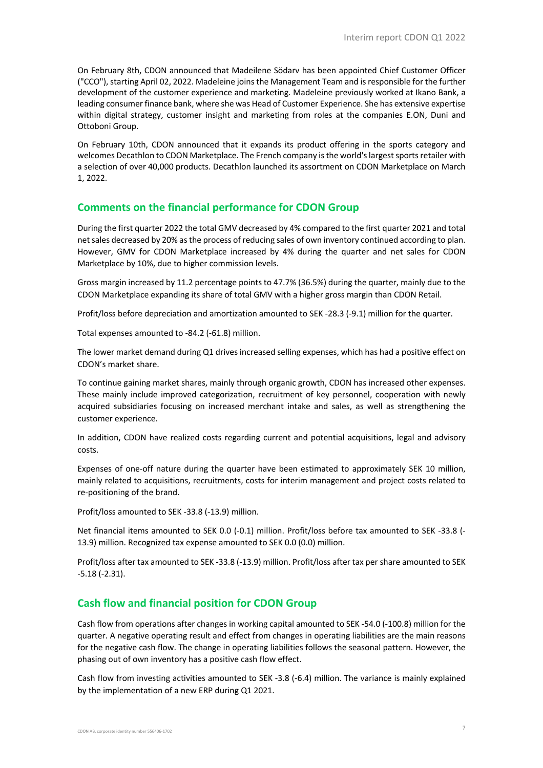On February 8th, CDON announced that Madeilene Södarv has been appointed Chief Customer Officer ("CCO"), starting April 02, 2022. Madeleine joins the Management Team and is responsible for the further development of the customer experience and marketing. Madeleine previously worked at Ikano Bank, a leading consumer finance bank, where she was Head of Customer Experience. She has extensive expertise within digital strategy, customer insight and marketing from roles at the companies E.ON, Duni and Ottoboni Group.

On February 10th, CDON announced that it expands its product offering in the sports category and welcomes Decathlon to CDON Marketplace. The French company is the world's largest sports retailer with a selection of over 40,000 products. Decathlon launched its assortment on CDON Marketplace on March 1, 2022.

## Comments on the financial performance for CDON Group

During the first quarter 2022 the total GMV decreased by 4% compared to the first quarter 2021 and total net sales decreased by 20% as the process of reducing sales of own inventory continued according to plan. However, GMV for CDON Marketplace increased by 4% during the quarter and net sales for CDON Marketplace by 10%, due to higher commission levels.

Gross margin increased by 11.2 percentage points to 47.7% (36.5%) during the quarter, mainly due to the CDON Marketplace expanding its share of total GMV with a higher gross margin than CDON Retail.

Profit/loss before depreciation and amortization amounted to SEK -28.3 (-9.1) million for the quarter.

Total expenses amounted to -84.2 (-61.8) million.

The lower market demand during Q1 drives increased selling expenses, which has had a positive effect on CDON's market share.

To continue gaining market shares, mainly through organic growth, CDON has increased other expenses. These mainly include improved categorization, recruitment of key personnel, cooperation with newly acquired subsidiaries focusing on increased merchant intake and sales, as well as strengthening the customer experience.

In addition, CDON have realized costs regarding current and potential acquisitions, legal and advisory costs.

Expenses of one-off nature during the quarter have been estimated to approximately SEK 10 million, mainly related to acquisitions, recruitments, costs for interim management and project costs related to re-positioning of the brand.

Profit/loss amounted to SEK -33.8 (-13.9) million.

Net financial items amounted to SEK 0.0 (-0.1) million. Profit/loss before tax amounted to SEK -33.8 (-13.9) million. Recognized tax expense amounted to SEK 0.0 (0.0) million.

Profit/loss after tax amounted to SEK -33.8 (-13.9) million. Profit/loss after tax per share amounted to SEK -5.18 (-2.31).

## Cash flow and financial position for CDON Group

Cash flow from operations after changes in working capital amounted to SEK -54.0 (-100.8) million for the quarter. A negative operating result and effect from changes in operating liabilities are the main reasons for the negative cash flow. The change in operating liabilities follows the seasonal pattern. However, the phasing out of own inventory has a positive cash flow effect.

Cash flow from investing activities amounted to SEK -3.8 (-6.4) million. The variance is mainly explained by the implementation of a new ERP during Q1 2021.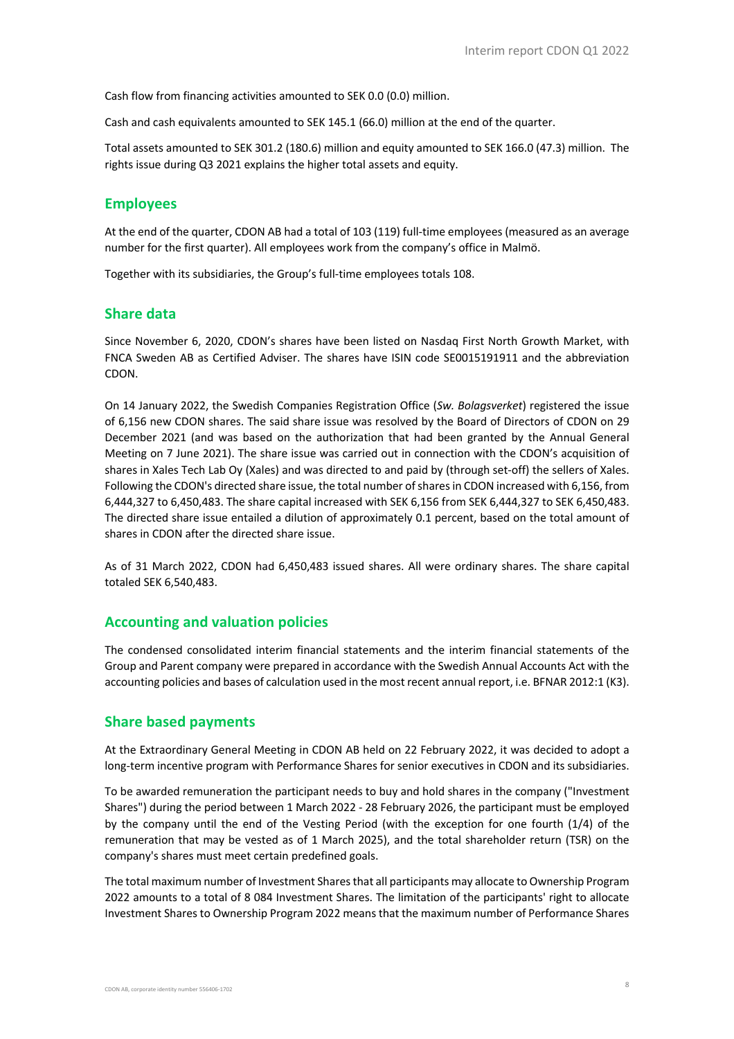Cash flow from financing activities amounted to SEK 0.0 (0.0) million.

Cash and cash equivalents amounted to SEK 145.1 (66.0) million at the end of the quarter.

Total assets amounted to SEK 301.2 (180.6) million and equity amounted to SEK 166.0 (47.3) million. The rights issue during Q3 2021 explains the higher total assets and equity.

## Employees

At the end of the quarter, CDON AB had a total of 103 (119) full-time employees (measured as an average number for the first quarter). All employees work from the company's office in Malmö.

Together with its subsidiaries, the Group's full-time employees totals 108.

## Share data

Since November 6, 2020, CDON's shares have been listed on Nasdaq First North Growth Market, with FNCA Sweden AB as Certified Adviser. The shares have ISIN code SE0015191911 and the abbreviation CDON.

On 14 January 2022, the Swedish Companies Registration Office (*Sw. Bolagsverket*) registered the issue of 6,156 new CDON shares. The said share issue was resolved by the Board of Directors of CDON on 29 December 2021 (and was based on the authorization that had been granted by the Annual General Meeting on 7 June 2021). The share issue was carried out in connection with the CDON's acquisition of shares in Xales Tech Lab Oy (Xales) and was directed to and paid by (through set-off) the sellers of Xales. Following the CDON's directed share issue, the total number of shares in CDON increased with 6,156, from 6,444,327 to 6,450,483. The share capital increased with SEK 6,156 from SEK 6,444,327 to SEK 6,450,483. The directed share issue entailed a dilution of approximately 0.1 percent, based on the total amount of shares in CDON after the directed share issue.

As of 31 March 2022, CDON had 6,450,483 issued shares. All were ordinary shares. The share capital totaled SEK 6,540,483.

## Accounting and valuation policies

The condensed consolidated interim financial statements and the interim financial statements of the Group and Parent company were prepared in accordance with the Swedish Annual Accounts Act with the accounting policies and bases of calculation used in the most recent annual report, i.e. BFNAR 2012:1 (K3).

## Share based payments

At the Extraordinary General Meeting in CDON AB held on 22 February 2022, it was decided to adopt a long-term incentive program with Performance Shares for senior executives in CDON and its subsidiaries.

To be awarded remuneration the participant needs to buy and hold shares in the company ("Investment Shares") during the period between 1 March 2022 - 28 February 2026, the participant must be employed by the company until the end of the Vesting Period (with the exception for one fourth (1/4) of the remuneration that may be vested as of 1 March 2025), and the total shareholder return (TSR) on the company's shares must meet certain predefined goals.

The total maximum number of Investment Shares that all participants may allocate to Ownership Program 2022 amounts to a total of 8 084 Investment Shares. The limitation of the participants' right to allocate Investment Shares to Ownership Program 2022 means that the maximum number of Performance Shares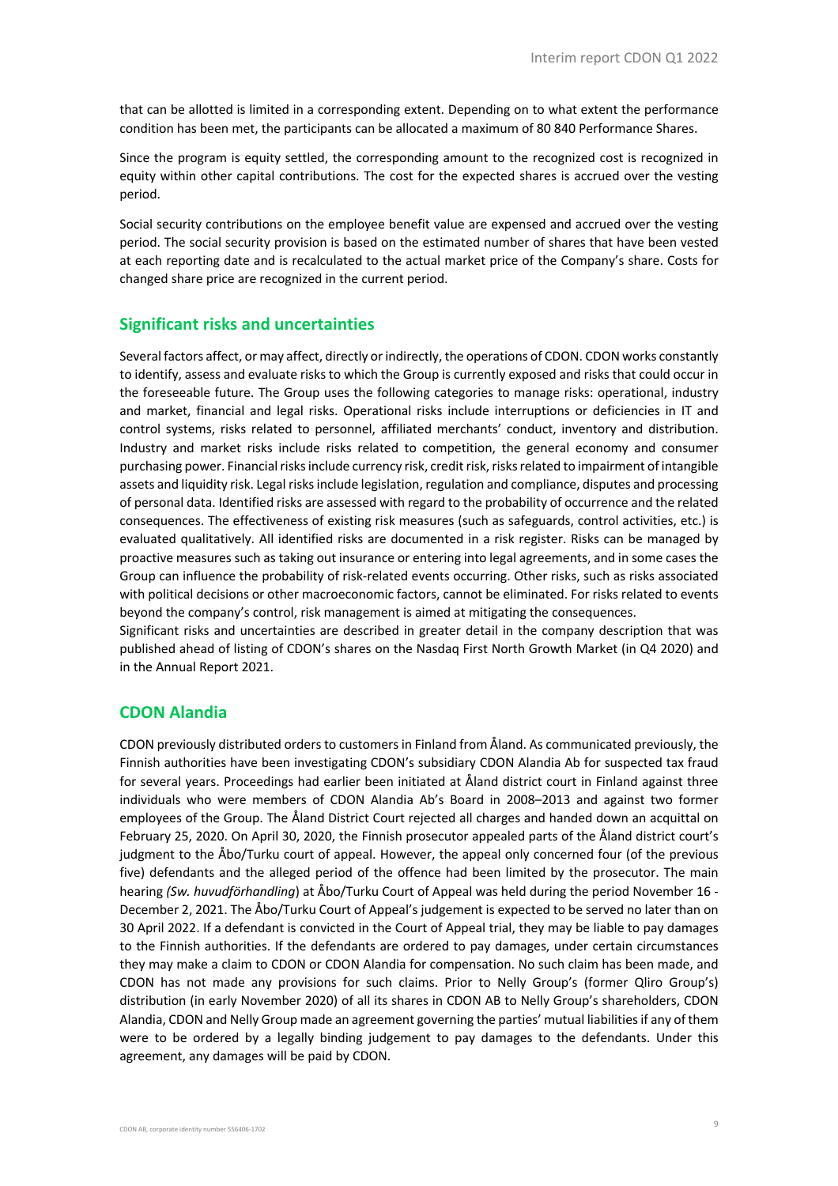that can be allotted is limited in a corresponding extent. Depending on to what extent the performance condition has been met, the participants can be allocated a maximum of 80 840 Performance Shares.

Since the program is equity settled, the corresponding amount to the recognized cost is recognized in equity within other capital contributions. The cost for the expected shares is accrued over the vesting period.

Social security contributions on the employee benefit value are expensed and accrued over the vesting period. The social security provision is based on the estimated number of shares that have been vested at each reporting date and is recalculated to the actual market price of the Company's share. Costs for changed share price are recognized in the current period.

## Significant risks and uncertainties

Several factors affect, or may affect, directly or indirectly, the operations of CDON. CDON works constantly to identify, assess and evaluate risks to which the Group is currently exposed and risks that could occur in the foreseeable future. The Group uses the following categories to manage risks: operational, industry and market, financial and legal risks. Operational risks include interruptions or deficiencies in IT and control systems, risks related to personnel, affiliated merchants' conduct, inventory and distribution. Industry and market risks include risks related to competition, the general economy and consumer purchasing power. Financial risks include currency risk, credit risk, risks related to impairment of intangible assets and liquidity risk. Legal risks include legislation, regulation and compliance, disputes and processing of personal data. Identified risks are assessed with regard to the probability of occurrence and the related consequences. The effectiveness of existing risk measures (such as safeguards, control activities, etc.) is evaluated qualitatively. All identified risks are documented in a risk register. Risks can be managed by proactive measures such as taking out insurance or entering into legal agreements, and in some cases the Group can influence the probability of risk-related events occurring. Other risks, such as risks associated with political decisions or other macroeconomic factors, cannot be eliminated. For risks related to events beyond the company's control, risk management is aimed at mitigating the consequences.

Significant risks and uncertainties are described in greater detail in the company description that was published ahead of listing of CDON's shares on the Nasdaq First North Growth Market (in Q4 2020) and in the Annual Report 2021.

## CDON Alandia

CDON previously distributed orders to customers in Finland from Åland. As communicated previously, the Finnish authorities have been investigating CDON's subsidiary CDON Alandia Ab for suspected tax fraud for several years. Proceedings had earlier been initiated at Åland district court in Finland against three individuals who were members of CDON Alandia Ab's Board in 2008–2013 and against two former employees of the Group. The Åland District Court rejected all charges and handed down an acquittal on February 25, 2020. On April 30, 2020, the Finnish prosecutor appealed parts of the Åland district court's judgment to the Åbo/Turku court of appeal. However, the appeal only concerned four (of the previous five) defendants and the alleged period of the offence had been limited by the prosecutor. The main hearing *(Sw. huvudförhandling*) at Åbo/Turku Court of Appeal was held during the period November 16 - December 2, 2021. The Åbo/Turku Court of Appeal's judgement is expected to be served no later than on 30 April 2022. If a defendant is convicted in the Court of Appeal trial, they may be liable to pay damages to the Finnish authorities. If the defendants are ordered to pay damages, under certain circumstances they may make a claim to CDON or CDON Alandia for compensation. No such claim has been made, and CDON has not made any provisions for such claims. Prior to Nelly Group's (former Qliro Group's) distribution (in early November 2020) of all its shares in CDON AB to Nelly Group's shareholders, CDON Alandia, CDON and Nelly Group made an agreement governing the parties' mutual liabilities if any of them were to be ordered by a legally binding judgement to pay damages to the defendants. Under this agreement, any damages will be paid by CDON.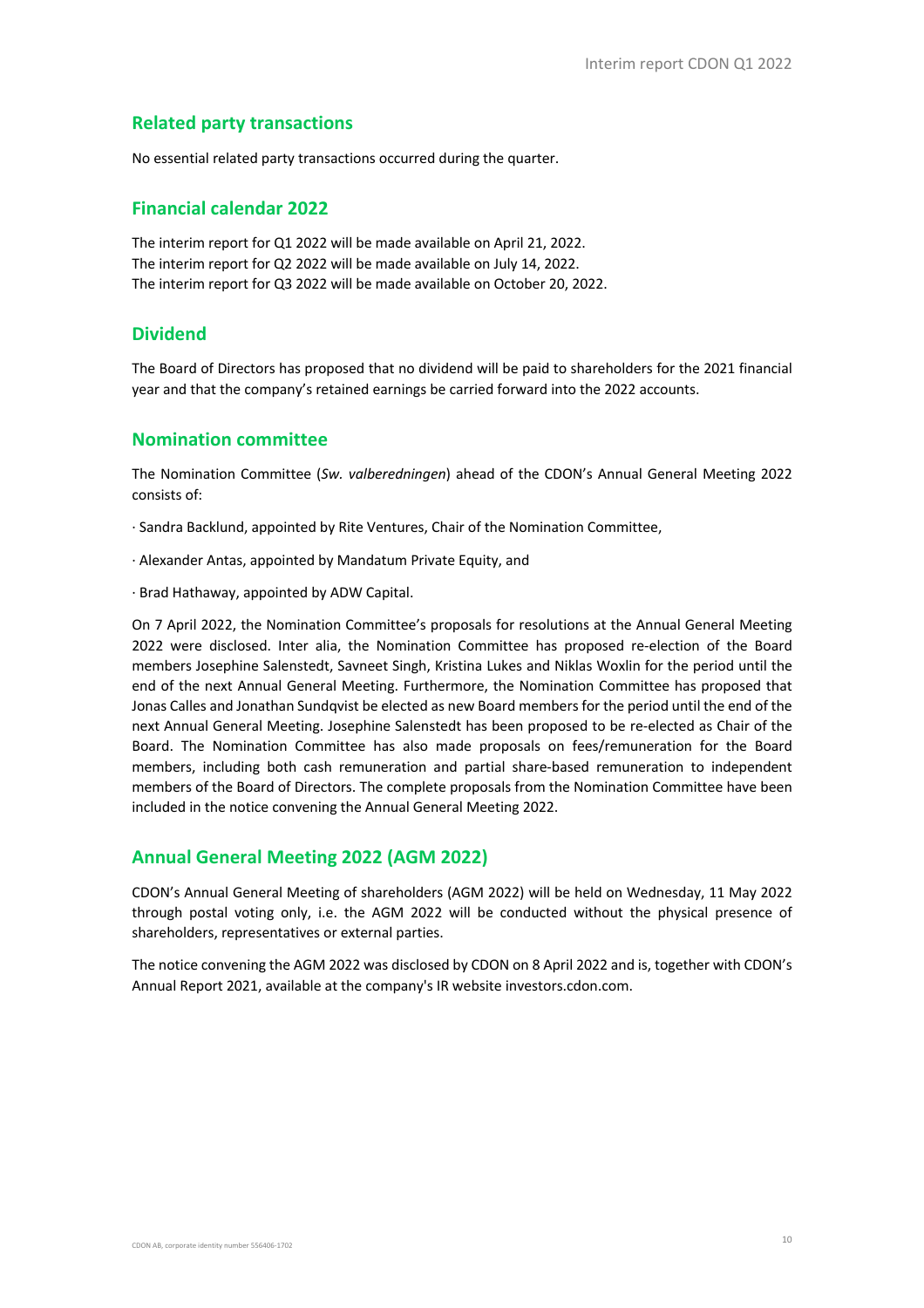## Related party transactions

No essential related party transactions occurred during the quarter.

## Financial calendar 2022

The interim report for Q1 2022 will be made available on April 21, 2022.
The interim report for Q2 2022 will be made available on July 14, 2022.
The interim report for Q3 2022 will be made available on October 20, 2022.

## Dividend

The Board of Directors has proposed that no dividend will be paid to shareholders for the 2021 financial year and that the company's retained earnings be carried forward into the 2022 accounts.

## Nomination committee

The Nomination Committee (*Sw. valberedningen*) ahead of the CDON's Annual General Meeting 2022 consists of:

· Sandra Backlund, appointed by Rite Ventures, Chair of the Nomination Committee,

· Alexander Antas, appointed by Mandatum Private Equity, and

· Brad Hathaway, appointed by ADW Capital.

On 7 April 2022, the Nomination Committee's proposals for resolutions at the Annual General Meeting 2022 were disclosed. Inter alia, the Nomination Committee has proposed re-election of the Board members Josephine Salenstedt, Savneet Singh, Kristina Lukes and Niklas Woxlin for the period until the end of the next Annual General Meeting. Furthermore, the Nomination Committee has proposed that Jonas Calles and Jonathan Sundqvist be elected as new Board members for the period until the end of the next Annual General Meeting. Josephine Salenstedt has been proposed to be re-elected as Chair of the Board. The Nomination Committee has also made proposals on fees/remuneration for the Board members, including both cash remuneration and partial share-based remuneration to independent members of the Board of Directors. The complete proposals from the Nomination Committee have been included in the notice convening the Annual General Meeting 2022.

## Annual General Meeting 2022 (AGM 2022)

CDON's Annual General Meeting of shareholders (AGM 2022) will be held on Wednesday, 11 May 2022 through postal voting only, i.e. the AGM 2022 will be conducted without the physical presence of shareholders, representatives or external parties.

The notice convening the AGM 2022 was disclosed by CDON on 8 April 2022 and is, together with CDON's Annual Report 2021, available at the company's IR website investors.cdon.com.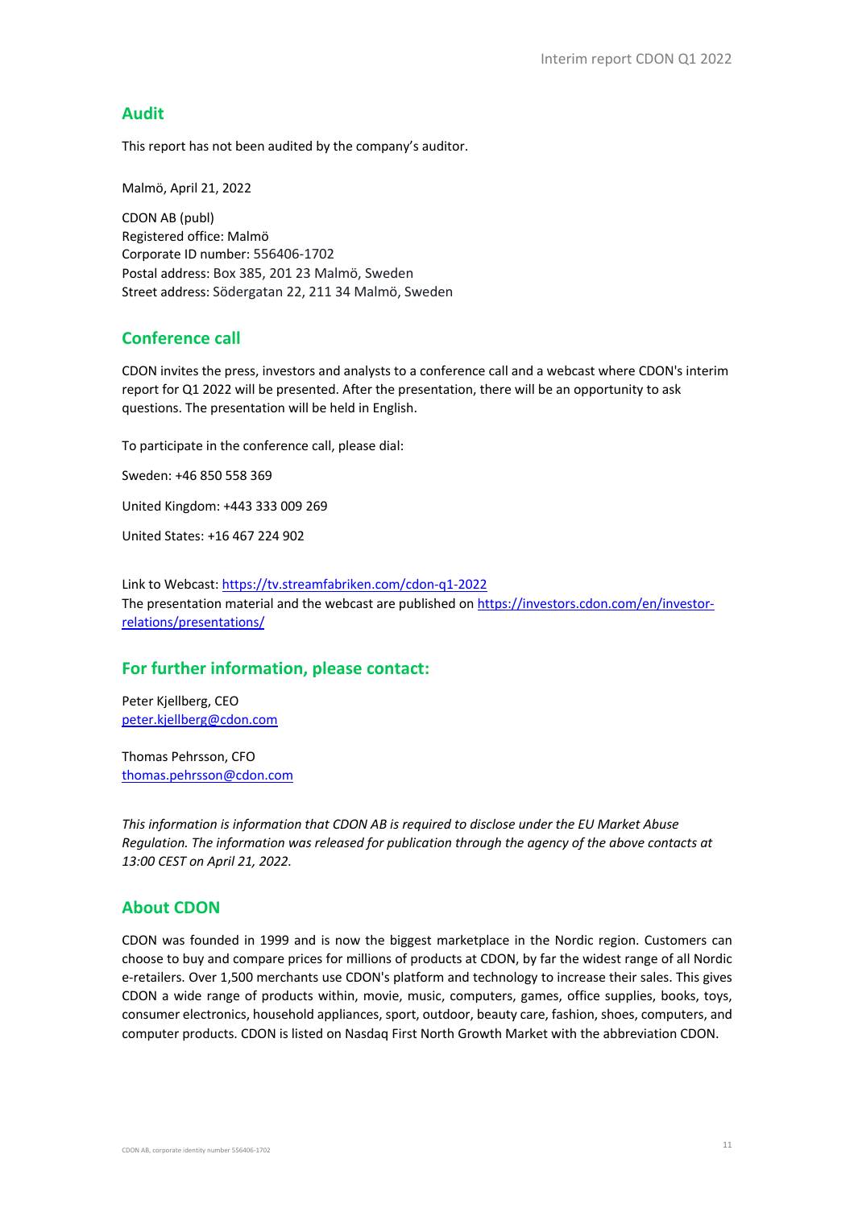## Audit

This report has not been audited by the company's auditor.

Malmö, April 21, 2022

CDON AB (publ)
Registered office: Malmö
Corporate ID number: 556406-1702
Postal address: Box 385, 201 23 Malmö, Sweden
Street address: Södergatan 22, 211 34 Malmö, Sweden

## Conference call

CDON invites the press, investors and analysts to a conference call and a webcast where CDON's interim report for Q1 2022 will be presented. After the presentation, there will be an opportunity to ask questions. The presentation will be held in English.

To participate in the conference call, please dial:

Sweden: +46 850 558 369

United Kingdom: +443 333 009 269

United States: +16 467 224 902

Link to Webcast: https://tv.streamfabriken.com/cdon-q1-2022
The presentation material and the webcast are published on https://investors.cdon.com/en/investor-relations/presentations/

## For further information, please contact:

Peter Kjellberg, CEO
peter.kjellberg@cdon.com

Thomas Pehrsson, CFO
thomas.pehrsson@cdon.com

*This information is information that CDON AB is required to disclose under the EU Market Abuse Regulation. The information was released for publication through the agency of the above contacts at 13:00 CEST on April 21, 2022.*

## About CDON

CDON was founded in 1999 and is now the biggest marketplace in the Nordic region. Customers can choose to buy and compare prices for millions of products at CDON, by far the widest range of all Nordic e-retailers. Over 1,500 merchants use CDON's platform and technology to increase their sales. This gives CDON a wide range of products within, movie, music, computers, games, office supplies, books, toys, consumer electronics, household appliances, sport, outdoor, beauty care, fashion, shoes, computers, and computer products. CDON is listed on Nasdaq First North Growth Market with the abbreviation CDON.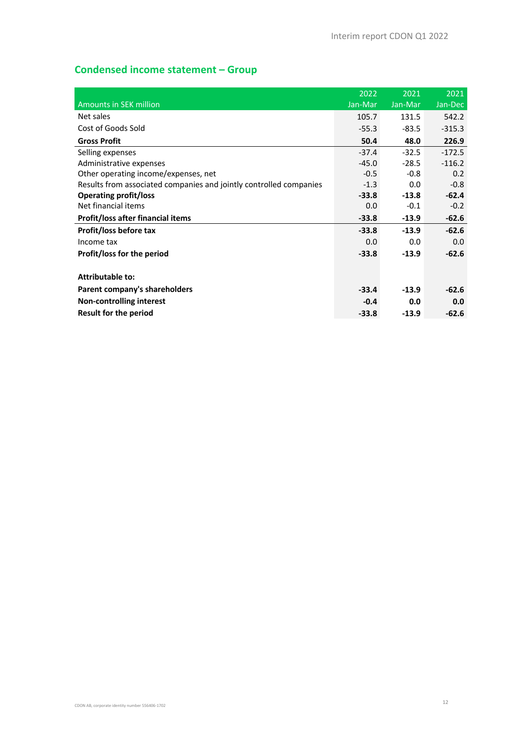## Condensed income statement – Group

| Amounts in SEK million | 2022 Jan-Mar | 2021 Jan-Mar | 2021 Jan-Dec |
|---|---|---|---|
| Net sales | 105.7 | 131.5 | 542.2 |
| Cost of Goods Sold | -55.3 | -83.5 | -315.3 |
| **Gross Profit** | **50.4** | **48.0** | **226.9** |
| Selling expenses | -37.4 | -32.5 | -172.5 |
| Administrative expenses | -45.0 | -28.5 | -116.2 |
| Other operating income/expenses, net | -0.5 | -0.8 | 0.2 |
| Results from associated companies and jointly controlled companies | -1.3 | 0.0 | -0.8 |
| **Operating profit/loss** | **-33.8** | **-13.8** | **-62.4** |
| Net financial items | 0.0 | -0.1 | -0.2 |
| **Profit/loss after financial items** | **-33.8** | **-13.9** | **-62.6** |
| **Profit/loss before tax** | **-33.8** | **-13.9** | **-62.6** |
| Income tax | 0.0 | 0.0 | 0.0 |
| **Profit/loss for the period** | **-33.8** | **-13.9** | **-62.6** |
| | | | |
| **Attributable to:** | | | |
| **Parent company's shareholders** | **-33.4** | **-13.9** | **-62.6** |
| **Non-controlling interest** | **-0.4** | **0.0** | **0.0** |
| **Result for the period** | **-33.8** | **-13.9** | **-62.6** |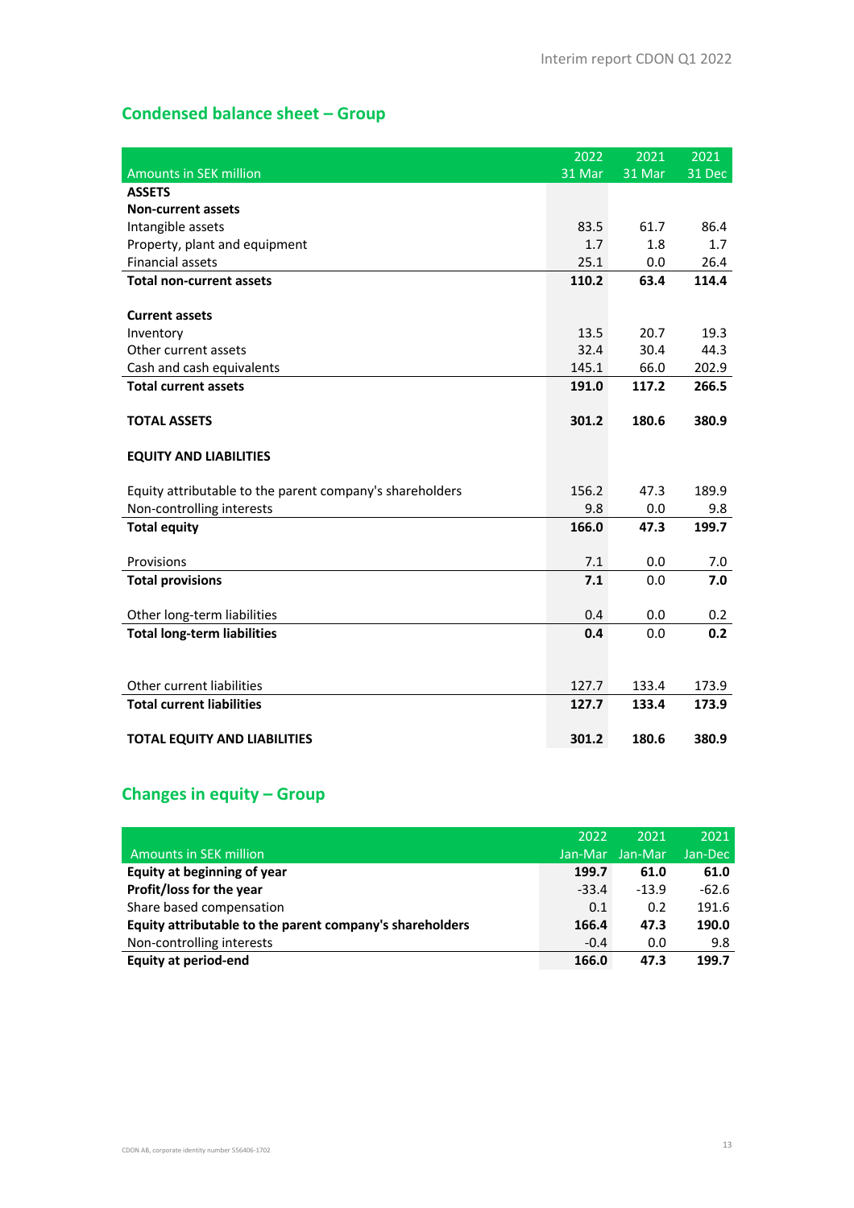## Condensed balance sheet – Group

| Amounts in SEK million | 2022 31 Mar | 2021 31 Mar | 2021 31 Dec |
|---|---|---|---|
| **ASSETS** | | | |
| **Non-current assets** | | | |
| Intangible assets | 83.5 | 61.7 | 86.4 |
| Property, plant and equipment | 1.7 | 1.8 | 1.7 |
| Financial assets | 25.1 | 0.0 | 26.4 |
| **Total non-current assets** | **110.2** | **63.4** | **114.4** |
| | | | |
| **Current assets** | | | |
| Inventory | 13.5 | 20.7 | 19.3 |
| Other current assets | 32.4 | 30.4 | 44.3 |
| Cash and cash equivalents | 145.1 | 66.0 | 202.9 |
| **Total current assets** | **191.0** | **117.2** | **266.5** |
| | | | |
| **TOTAL ASSETS** | **301.2** | **180.6** | **380.9** |
| | | | |
| **EQUITY AND LIABILITIES** | | | |
| | | | |
| Equity attributable to the parent company's shareholders | 156.2 | 47.3 | 189.9 |
| Non-controlling interests | 9.8 | 0.0 | 9.8 |
| **Total equity** | **166.0** | **47.3** | **199.7** |
| | | | |
| Provisions | 7.1 | 0.0 | 7.0 |
| **Total provisions** | **7.1** | 0.0 | **7.0** |
| | | | |
| Other long-term liabilities | 0.4 | 0.0 | 0.2 |
| **Total long-term liabilities** | **0.4** | 0.0 | **0.2** |
| | | | |
| Other current liabilities | 127.7 | 133.4 | 173.9 |
| **Total current liabilities** | **127.7** | **133.4** | **173.9** |
| | | | |
| **TOTAL EQUITY AND LIABILITIES** | **301.2** | **180.6** | **380.9** |

## Changes in equity – Group

| Amounts in SEK million | 2022 Jan-Mar | 2021 Jan-Mar | 2021 Jan-Dec |
|---|---|---|---|
| **Equity at beginning of year** | **199.7** | **61.0** | **61.0** |
| **Profit/loss for the year** | -33.4 | -13.9 | -62.6 |
| Share based compensation | 0.1 | 0.2 | 191.6 |
| **Equity attributable to the parent company's shareholders** | **166.4** | **47.3** | **190.0** |
| Non-controlling interests | -0.4 | 0.0 | 9.8 |
| **Equity at period-end** | **166.0** | **47.3** | **199.7** |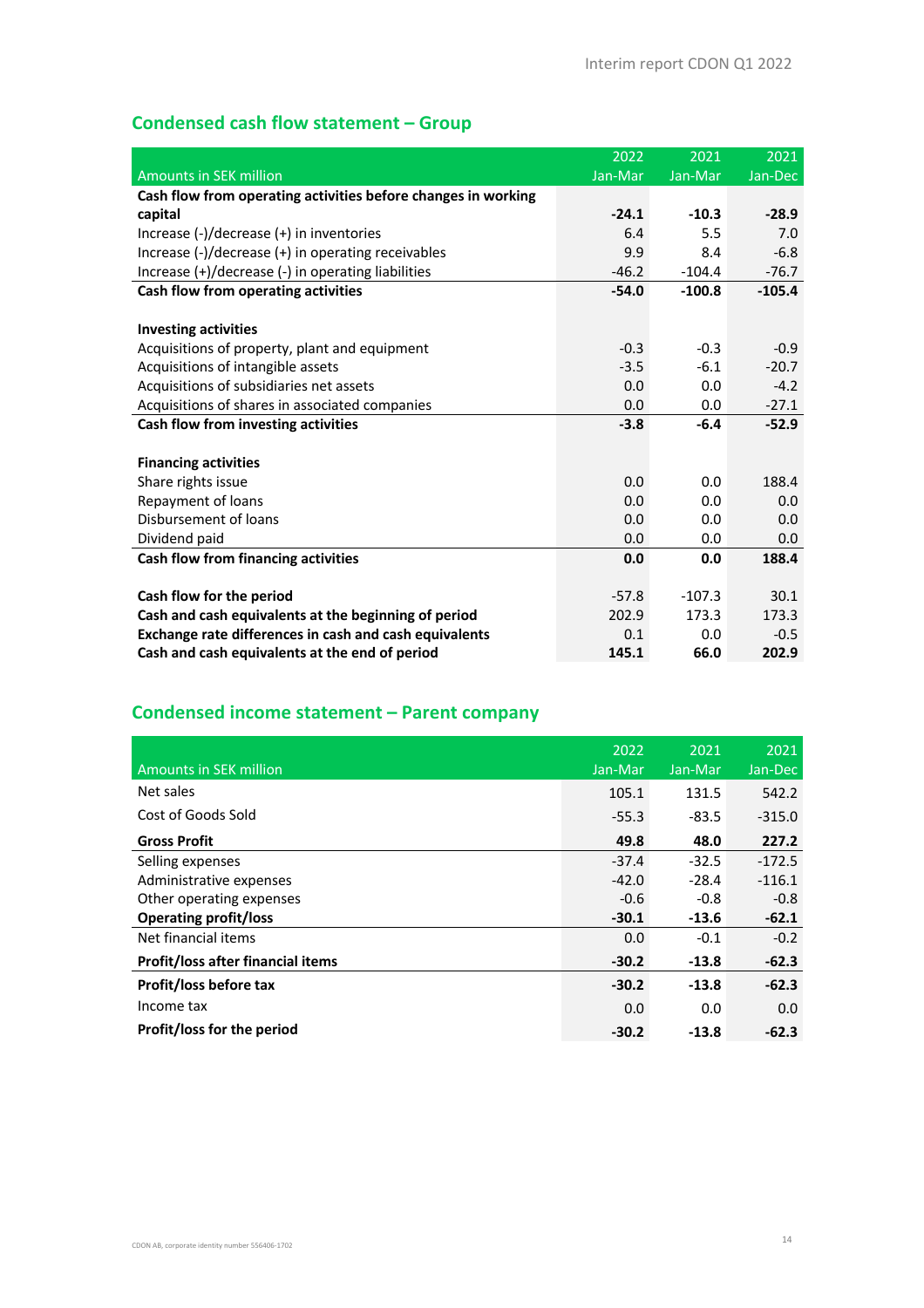## Condensed cash flow statement – Group

| Amounts in SEK million | 2022 Jan-Mar | 2021 Jan-Mar | 2021 Jan-Dec |
|---|---|---|---|
| **Cash flow from operating activities before changes in working capital** | **-24.1** | **-10.3** | **-28.9** |
| Increase (-)/decrease (+) in inventories | 6.4 | 5.5 | 7.0 |
| Increase (-)/decrease (+) in operating receivables | 9.9 | 8.4 | -6.8 |
| Increase (+)/decrease (-) in operating liabilities | -46.2 | -104.4 | -76.7 |
| **Cash flow from operating activities** | **-54.0** | **-100.8** | **-105.4** |
| | | | |
| **Investing activities** | | | |
| Acquisitions of property, plant and equipment | -0.3 | -0.3 | -0.9 |
| Acquisitions of intangible assets | -3.5 | -6.1 | -20.7 |
| Acquisitions of subsidiaries net assets | 0.0 | 0.0 | -4.2 |
| Acquisitions of shares in associated companies | 0.0 | 0.0 | -27.1 |
| **Cash flow from investing activities** | **-3.8** | **-6.4** | **-52.9** |
| | | | |
| **Financing activities** | | | |
| Share rights issue | 0.0 | 0.0 | 188.4 |
| Repayment of loans | 0.0 | 0.0 | 0.0 |
| Disbursement of loans | 0.0 | 0.0 | 0.0 |
| Dividend paid | 0.0 | 0.0 | 0.0 |
| **Cash flow from financing activities** | **0.0** | **0.0** | **188.4** |
| | | | |
| **Cash flow for the period** | -57.8 | -107.3 | 30.1 |
| **Cash and cash equivalents at the beginning of period** | 202.9 | 173.3 | 173.3 |
| **Exchange rate differences in cash and cash equivalents** | 0.1 | 0.0 | -0.5 |
| **Cash and cash equivalents at the end of period** | **145.1** | **66.0** | **202.9** |

## Condensed income statement – Parent company

| Amounts in SEK million | 2022 Jan-Mar | 2021 Jan-Mar | 2021 Jan-Dec |
|---|---|---|---|
| Net sales | 105.1 | 131.5 | 542.2 |
| Cost of Goods Sold | -55.3 | -83.5 | -315.0 |
| **Gross Profit** | **49.8** | **48.0** | **227.2** |
| Selling expenses | -37.4 | -32.5 | -172.5 |
| Administrative expenses | -42.0 | -28.4 | -116.1 |
| Other operating expenses | -0.6 | -0.8 | -0.8 |
| **Operating profit/loss** | **-30.1** | **-13.6** | **-62.1** |
| Net financial items | 0.0 | -0.1 | -0.2 |
| **Profit/loss after financial items** | **-30.2** | **-13.8** | **-62.3** |
| **Profit/loss before tax** | **-30.2** | **-13.8** | **-62.3** |
| Income tax | 0.0 | 0.0 | 0.0 |
| **Profit/loss for the period** | **-30.2** | **-13.8** | **-62.3** |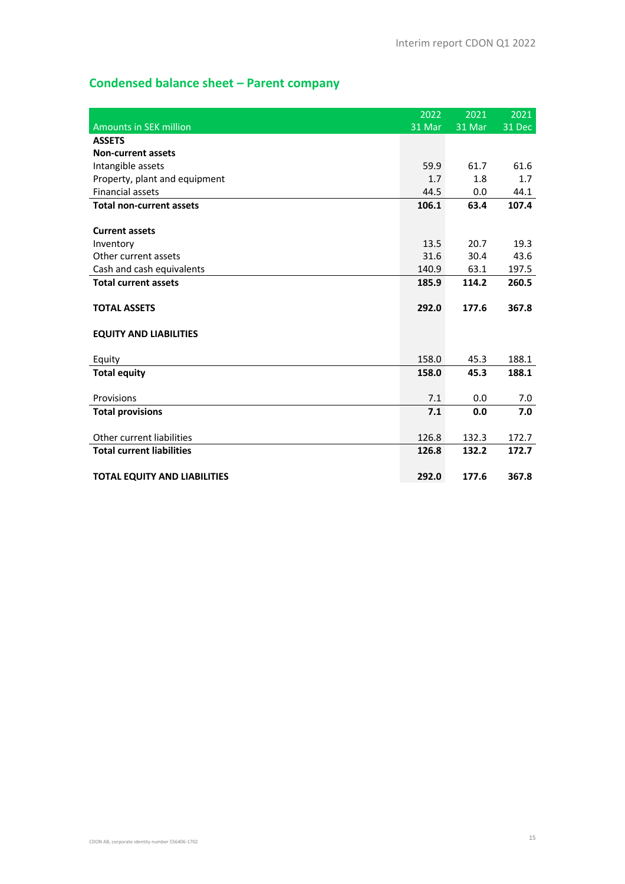## Condensed balance sheet – Parent company

| Amounts in SEK million | 2022<br>31 Mar | 2021<br>31 Mar | 2021<br>31 Dec |
|---|---|---|---|
| **ASSETS** | | | |
| **Non-current assets** | | | |
| Intangible assets | 59.9 | 61.7 | 61.6 |
| Property, plant and equipment | 1.7 | 1.8 | 1.7 |
| Financial assets | 44.5 | 0.0 | 44.1 |
| **Total non-current assets** | **106.1** | **63.4** | **107.4** |
| | | | |
| **Current assets** | | | |
| Inventory | 13.5 | 20.7 | 19.3 |
| Other current assets | 31.6 | 30.4 | 43.6 |
| Cash and cash equivalents | 140.9 | 63.1 | 197.5 |
| **Total current assets** | **185.9** | **114.2** | **260.5** |
| | | | |
| **TOTAL ASSETS** | **292.0** | **177.6** | **367.8** |
| | | | |
| **EQUITY AND LIABILITIES** | | | |
| | | | |
| Equity | 158.0 | 45.3 | 188.1 |
| **Total equity** | **158.0** | **45.3** | **188.1** |
| | | | |
| Provisions | 7.1 | 0.0 | 7.0 |
| **Total provisions** | **7.1** | **0.0** | **7.0** |
| | | | |
| Other current liabilities | 126.8 | 132.3 | 172.7 |
| **Total current liabilities** | **126.8** | **132.2** | **172.7** |
| | | | |
| **TOTAL EQUITY AND LIABILITIES** | **292.0** | **177.6** | **367.8** |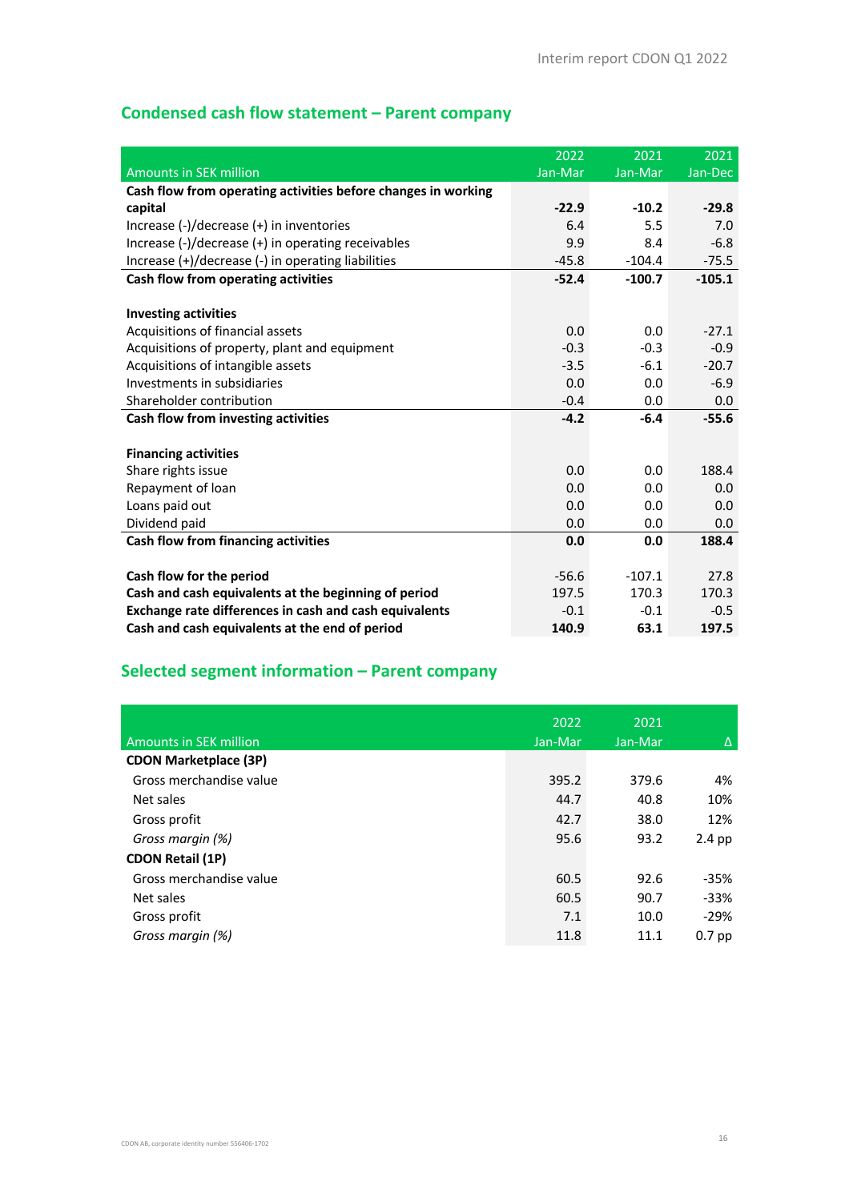## Condensed cash flow statement – Parent company

| Amounts in SEK million | 2022 Jan-Mar | 2021 Jan-Mar | 2021 Jan-Dec |
|---|---|---|---|
| **Cash flow from operating activities before changes in working capital** | **-22.9** | **-10.2** | **-29.8** |
| Increase (-)/decrease (+) in inventories | 6.4 | 5.5 | 7.0 |
| Increase (-)/decrease (+) in operating receivables | 9.9 | 8.4 | -6.8 |
| Increase (+)/decrease (-) in operating liabilities | -45.8 | -104.4 | -75.5 |
| **Cash flow from operating activities** | **-52.4** | **-100.7** | **-105.1** |
| | | | |
| **Investing activities** | | | |
| Acquisitions of financial assets | 0.0 | 0.0 | -27.1 |
| Acquisitions of property, plant and equipment | -0.3 | -0.3 | -0.9 |
| Acquisitions of intangible assets | -3.5 | -6.1 | -20.7 |
| Investments in subsidiaries | 0.0 | 0.0 | -6.9 |
| Shareholder contribution | -0.4 | 0.0 | 0.0 |
| **Cash flow from investing activities** | **-4.2** | **-6.4** | **-55.6** |
| | | | |
| **Financing activities** | | | |
| Share rights issue | 0.0 | 0.0 | 188.4 |
| Repayment of loan | 0.0 | 0.0 | 0.0 |
| Loans paid out | 0.0 | 0.0 | 0.0 |
| Dividend paid | 0.0 | 0.0 | 0.0 |
| **Cash flow from financing activities** | **0.0** | **0.0** | **188.4** |
| | | | |
| **Cash flow for the period** | -56.6 | -107.1 | 27.8 |
| **Cash and cash equivalents at the beginning of period** | 197.5 | 170.3 | 170.3 |
| **Exchange rate differences in cash and cash equivalents** | -0.1 | -0.1 | -0.5 |
| **Cash and cash equivalents at the end of period** | **140.9** | **63.1** | **197.5** |

## Selected segment information – Parent company

| Amounts in SEK million | 2022 Jan-Mar | 2021 Jan-Mar | Δ |
|---|---|---|---|
| **CDON Marketplace (3P)** | | | |
| Gross merchandise value | 395.2 | 379.6 | 4% |
| Net sales | 44.7 | 40.8 | 10% |
| Gross profit | 42.7 | 38.0 | 12% |
| *Gross margin (%)* | 95.6 | 93.2 | 2.4 pp |
| **CDON Retail (1P)** | | | |
| Gross merchandise value | 60.5 | 92.6 | -35% |
| Net sales | 60.5 | 90.7 | -33% |
| Gross profit | 7.1 | 10.0 | -29% |
| *Gross margin (%)* | 11.8 | 11.1 | 0.7 pp |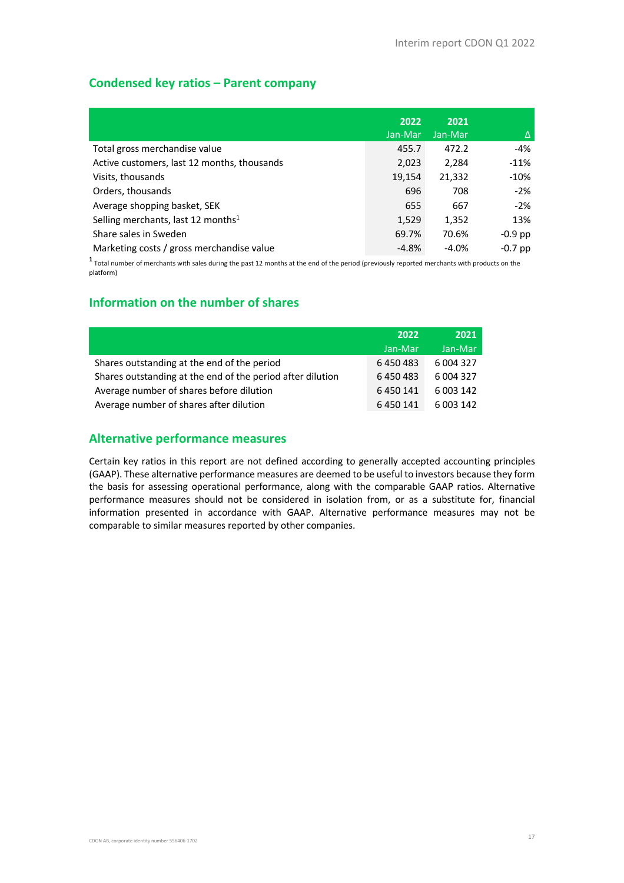## Condensed key ratios – Parent company

| | 2022 Jan-Mar | 2021 Jan-Mar | Δ |
|---|---|---|---|
| Total gross merchandise value | 455.7 | 472.2 | -4% |
| Active customers, last 12 months, thousands | 2,023 | 2,284 | -11% |
| Visits, thousands | 19,154 | 21,332 | -10% |
| Orders, thousands | 696 | 708 | -2% |
| Average shopping basket, SEK | 655 | 667 | -2% |
| Selling merchants, last 12 months[1] | 1,529 | 1,352 | 13% |
| Share sales in Sweden | 69.7% | 70.6% | -0.9 pp |
| Marketing costs / gross merchandise value | -4.8% | -4.0% | -0.7 pp |

[1] Total number of merchants with sales during the past 12 months at the end of the period (previously reported merchants with products on the platform)

## Information on the number of shares

| | 2022 Jan-Mar | 2021 Jan-Mar |
|---|---|---|
| Shares outstanding at the end of the period | 6 450 483 | 6 004 327 |
| Shares outstanding at the end of the period after dilution | 6 450 483 | 6 004 327 |
| Average number of shares before dilution | 6 450 141 | 6 003 142 |
| Average number of shares after dilution | 6 450 141 | 6 003 142 |

## Alternative performance measures

Certain key ratios in this report are not defined according to generally accepted accounting principles (GAAP). These alternative performance measures are deemed to be useful to investors because they form the basis for assessing operational performance, along with the comparable GAAP ratios. Alternative performance measures should not be considered in isolation from, or as a substitute for, financial information presented in accordance with GAAP. Alternative performance measures may not be comparable to similar measures reported by other companies.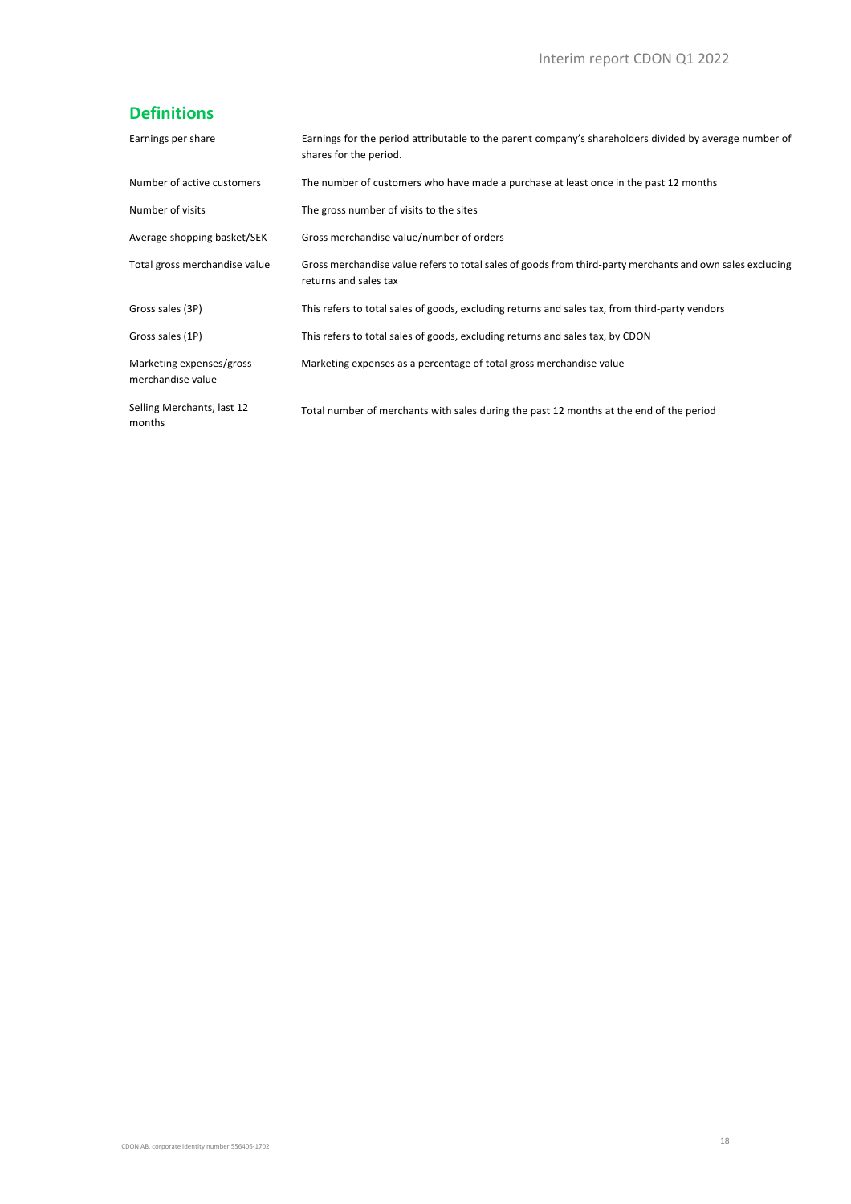## Definitions

| | |
|---|---|
| Earnings per share | Earnings for the period attributable to the parent company's shareholders divided by average number of shares for the period. |
| Number of active customers | The number of customers who have made a purchase at least once in the past 12 months |
| Number of visits | The gross number of visits to the sites |
| Average shopping basket/SEK | Gross merchandise value/number of orders |
| Total gross merchandise value | Gross merchandise value refers to total sales of goods from third-party merchants and own sales excluding returns and sales tax |
| Gross sales (3P) | This refers to total sales of goods, excluding returns and sales tax, from third-party vendors |
| Gross sales (1P) | This refers to total sales of goods, excluding returns and sales tax, by CDON |
| Marketing expenses/gross merchandise value | Marketing expenses as a percentage of total gross merchandise value |
| Selling Merchants, last 12 months | Total number of merchants with sales during the past 12 months at the end of the period |

CDON AB, corporate identity number 556406-1702